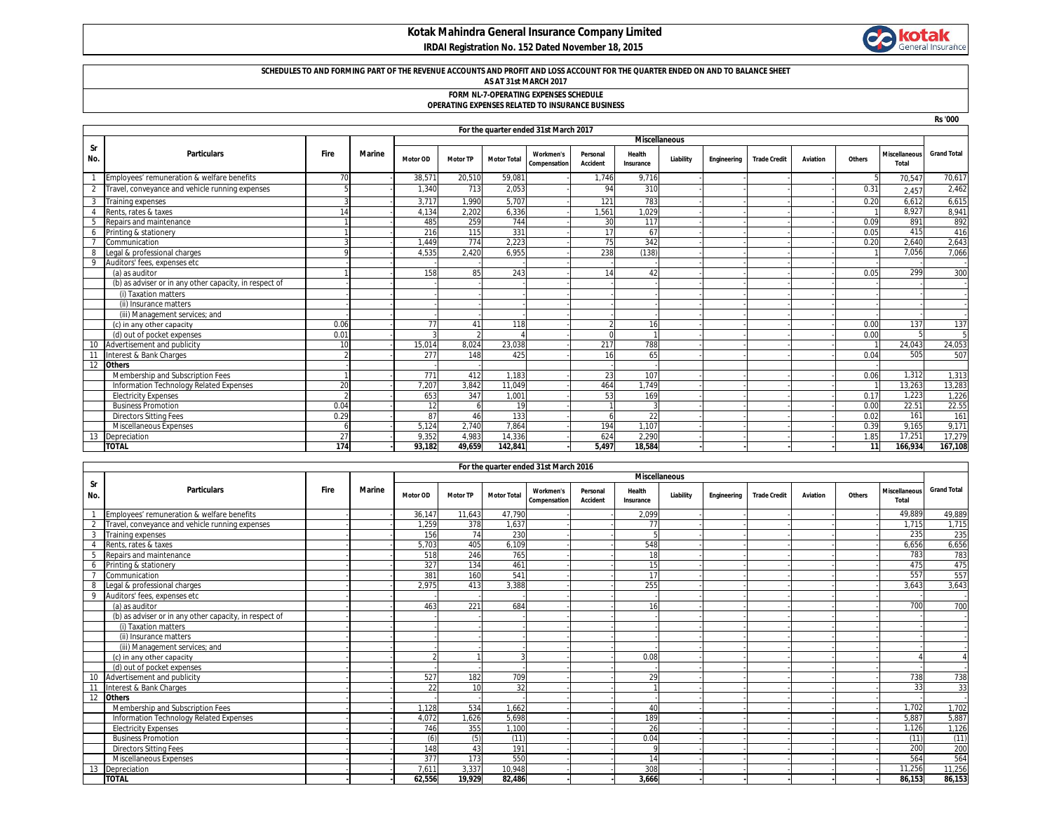# Kotak Mahindra General Insurance Company Limited

**IRDAI Registration No. 152 Dated November 18, 2015**

**SCHEDULES TO AND FORMING PART OF THE REVENUE ACCOUNTS AND PROFIT AND LOSS ACCOUNT FOR THE QUARTER ENDED ON AND TO BALANCE SHEET AS AT 31st MARCH 2017**

**FORM NL-7-OPERATING EXPENSES SCHEDULE**
**OPERATING EXPENSES RELATED TO INSURANCE BUSINESS**

Rs '000

**For the quarter ended 31st March 2017**

| Sr No. | Particulars | Fire | Marine | Miscellaneous | | | | | | | | | | | | | Grand Total |
|---|---|---|---|---|---|---|---|---|---|---|---|---|---|---|---|---|---|
| | | | | Motor OD | Motor TP | Motor Total | Workmen's Compensation | Personal Accident | Health Insurance | Liability | Engineering | Trade Credit | Aviation | Others | Miscellaneous Total | | |
| 1 | Employees' remuneration & welfare benefits | 70 | - | 38,571 | 20,510 | 59,081 | - | 1,746 | 9,716 | - | - | - | - | 5 | 70,547 | | 70,617 |
| 2 | Travel, conveyance and vehicle running expenses | 5 | - | 1,340 | 713 | 2,053 | - | 94 | 310 | - | - | - | - | 0.31 | 2,457 | | 2,462 |
| 3 | Training expenses | 3 | - | 3,717 | 1,990 | 5,707 | - | 121 | 783 | - | - | - | - | 0.20 | 6,612 | | 6,615 |
| 4 | Rents, rates & taxes | 14 | - | 4,134 | 2,202 | 6,336 | - | 1,561 | 1,029 | - | - | - | - | 1 | 8,927 | | 8,941 |
| 5 | Repairs and maintenance | 1 | - | 485 | 259 | 744 | - | 30 | 117 | - | - | - | - | 0.09 | 891 | | 892 |
| 6 | Printing & stationery | 1 | - | 216 | 115 | 331 | - | 17 | 67 | - | - | - | - | 0.05 | 415 | | 416 |
| 7 | Communication | 3 | - | 1,449 | 774 | 2,223 | - | 75 | 342 | - | - | - | - | 0.20 | 2,640 | | 2,643 |
| 8 | Legal & professional charges | 9 | - | 4,535 | 2,420 | 6,955 | - | 238 | (138) | - | - | - | - | 1 | 7,056 | | 7,066 |
| 9 | Auditors' fees, expenses etc | - | - | - | - | - | - | - | - | - | - | - | - | - | - | | - |
| | (a) as auditor | 1 | - | 158 | 85 | 243 | - | 14 | 42 | - | - | - | - | 0.05 | 299 | | 300 |
| | (b) as adviser or in any other capacity, in respect of | - | - | - | - | - | - | - | - | - | - | - | - | - | - | | - |
| | (i) Taxation matters | - | - | - | - | - | - | - | - | - | - | - | - | - | - | | - |
| | (ii) Insurance matters | - | - | - | - | - | - | - | - | - | - | - | - | - | - | | - |
| | (iii) Management services; and | - | - | - | - | - | - | - | - | - | - | - | - | - | - | | - |
| | (c) in any other capacity | 0.06 | - | 77 | 41 | 118 | - | 2 | 16 | - | - | - | - | 0.00 | 137 | | 137 |
| | (d) out of pocket expenses | 0.01 | - | 3 | 2 | 4 | - | 0 | 1 | - | - | - | - | 0.00 | 5 | | 5 |
| 10 | Advertisement and publicity | 10 | - | 15,014 | 8,024 | 23,038 | - | 217 | 788 | - | - | - | - | 1 | 24,043 | | 24,053 |
| 11 | Interest & Bank Charges | 2 | - | 277 | 148 | 425 | - | 16 | 65 | - | - | - | - | 0.04 | 505 | | 507 |
| 12 | **Others** | - | - | - | - | - | | - | - | - | - | - | - | - | | | |
| | Membership and Subscription Fees | 1 | - | 771 | 412 | 1,183 | - | 23 | 107 | - | - | - | - | 0.06 | 1,312 | | 1,313 |
| | Information Technology Related Expenses | 20 | - | 7,207 | 3,842 | 11,049 | - | 464 | 1,749 | - | - | - | - | 1 | 13,263 | | 13,283 |
| | Electricity Expenses | 2 | - | 653 | 347 | 1,001 | - | 53 | 169 | - | - | - | - | 0.17 | 1,223 | | 1,226 |
| | Business Promotion | 0.04 | - | 12 | 6 | 19 | - | 1 | 3 | - | - | - | - | 0.00 | 22.51 | | 22.55 |
| | Directors Sitting Fees | 0.29 | - | 87 | 46 | 133 | - | 6 | 22 | - | - | - | - | 0.02 | 161 | | 161 |
| | Miscellaneous Expenses | 6 | - | 5,124 | 2,740 | 7,864 | - | 194 | 1,107 | - | - | - | - | 0.39 | 9,165 | | 9,171 |
| 13 | Depreciation | 27 | - | 9,352 | 4,983 | 14,336 | - | 624 | 2,290 | - | - | - | - | 1.85 | 17,251 | | 17,279 |
| | **TOTAL** | **174** | **-** | **93,182** | **49,659** | **142,841** | **-** | **5,497** | **18,584** | **-** | **-** | **-** | **-** | **11** | **166,934** | | **167,108** |

**For the quarter ended 31st March 2016**

| Sr No. | Particulars | Fire | Marine | Miscellaneous | | | | | | | | | | | | | Grand Total |
|---|---|---|---|---|---|---|---|---|---|---|---|---|---|---|---|---|---|
| | | | | Motor OD | Motor TP | Motor Total | Workmen's Compensation | Personal Accident | Health Insurance | Liability | Engineering | Trade Credit | Aviation | Others | Miscellaneous Total | | |
| 1 | Employees' remuneration & welfare benefits | - | - | 36,147 | 11,643 | 47,790 | - | - | 2,099 | - | - | - | - | - | 49,889 | | 49,889 |
| 2 | Travel, conveyance and vehicle running expenses | - | - | 1,259 | 378 | 1,637 | - | - | 77 | - | - | - | - | - | 1,715 | | 1,715 |
| 3 | Training expenses | - | - | 156 | 74 | 230 | - | - | 5 | - | - | - | - | - | 235 | | 235 |
| 4 | Rents, rates & taxes | - | - | 5,703 | 405 | 6,109 | - | - | 548 | - | - | - | - | - | 6,656 | | 6,656 |
| 5 | Repairs and maintenance | - | - | 518 | 246 | 765 | - | - | 18 | - | - | - | - | - | 783 | | 783 |
| 6 | Printing & stationery | - | - | 327 | 134 | 461 | - | - | 15 | - | - | - | - | - | 475 | | 475 |
| 7 | Communication | - | - | 381 | 160 | 541 | - | - | 17 | - | - | - | - | - | 557 | | 557 |
| 8 | Legal & professional charges | - | - | 2,975 | 413 | 3,388 | - | - | 255 | - | - | - | - | - | 3,643 | | 3,643 |
| 9 | Auditors' fees, expenses etc | - | - | - | - | - | - | - | - | - | - | - | - | - | - | | - |
| | (a) as auditor | - | - | 463 | 221 | 684 | - | - | 16 | - | - | - | - | - | 700 | | 700 |
| | (b) as adviser or in any other capacity, in respect of | - | - | - | - | - | - | - | - | - | - | - | - | - | - | | - |
| | (i) Taxation matters | - | - | - | - | - | - | - | - | - | - | - | - | - | - | | - |
| | (ii) Insurance matters | - | - | - | - | - | - | - | - | - | - | - | - | - | - | | - |
| | (iii) Management services; and | - | - | - | - | - | - | - | - | - | - | - | - | - | - | | - |
| | (c) in any other capacity | - | - | 2 | 1 | 3 | - | - | 0.08 | - | - | - | - | - | 4 | | 4 |
| | (d) out of pocket expenses | - | - | - | - | - | - | - | - | - | - | - | - | - | - | | - |
| 10 | Advertisement and publicity | - | - | 527 | 182 | 709 | - | - | 29 | - | - | - | - | - | 738 | | 738 |
| 11 | Interest & Bank Charges | - | - | 22 | 10 | 32 | - | - | 1 | - | - | - | - | - | 33 | | 33 |
| 12 | **Others** | - | - | - | - | - | - | - | - | - | - | - | - | - | - | | - |
| | Membership and Subscription Fees | - | - | 1,128 | 534 | 1,662 | - | - | 40 | - | - | - | - | - | 1,702 | | 1,702 |
| | Information Technology Related Expenses | - | - | 4,072 | 1,626 | 5,698 | - | - | 189 | - | - | - | - | - | 5,887 | | 5,887 |
| | Electricity Expenses | - | - | 746 | 355 | 1,100 | - | - | 26 | - | - | - | - | - | 1,126 | | 1,126 |
| | Business Promotion | - | - | (6) | (5) | (11) | - | - | 0.04 | - | - | - | - | - | (11) | | (11) |
| | Directors Sitting Fees | - | - | 148 | 43 | 191 | - | - | 9 | - | - | - | - | - | 200 | | 200 |
| | Miscellaneous Expenses | - | - | 377 | 173 | 550 | - | - | 14 | - | - | - | - | - | 564 | | 564 |
| 13 | Depreciation | - | - | 7,611 | 3,337 | 10,948 | - | - | 308 | - | - | - | - | - | 11,256 | | 11,256 |
| | **TOTAL** | **-** | **-** | **62,556** | **19,929** | **82,486** | **-** | **-** | **3,666** | **-** | **-** | **-** | **-** | **-** | **86,153** | | **86,153** |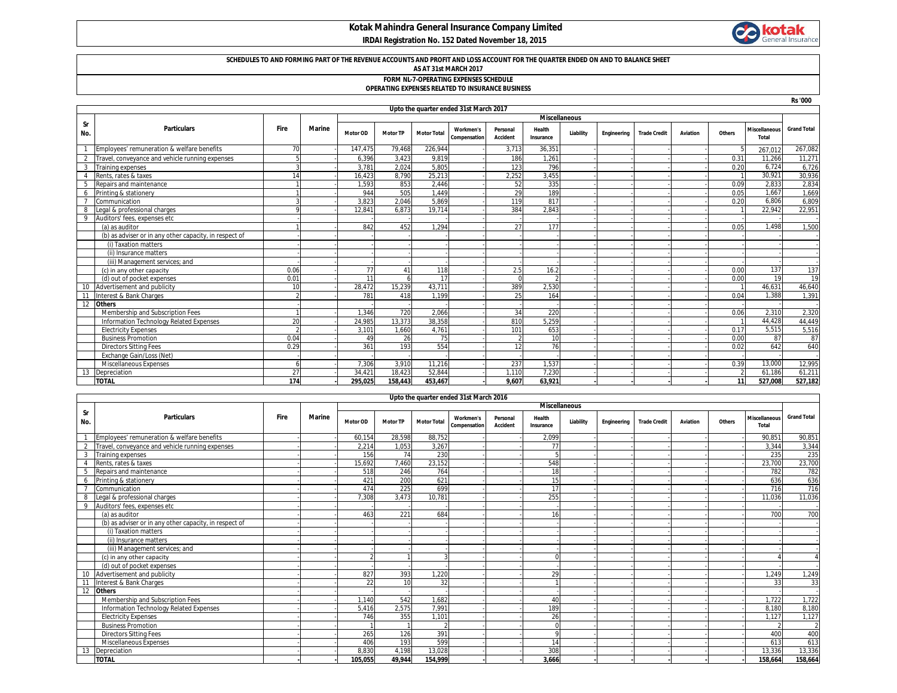# Kotak Mahindra General Insurance Company Limited

**IRDAI Registration No. 152 Dated November 18, 2015**

**SCHEDULES TO AND FORMING PART OF THE REVENUE ACCOUNTS AND PROFIT AND LOSS ACCOUNT FOR THE QUARTER ENDED ON AND TO BALANCE SHEET AS AT 31st MARCH 2017**

**FORM NL-7-OPERATING EXPENSES SCHEDULE**

**OPERATING EXPENSES RELATED TO INSURANCE BUSINESS**

Rs '000

| Sr No. | Particulars | Fire | Marine | Upto the quarter ended 31st March 2017 | | | | | | | | | | | | | |
|---|---|---|---|---|---|---|---|---|---|---|---|---|---|---|---|---|---|
| | | | | Miscellaneous | | | | | | | | | | | | | |
| | | | | Motor OD | Motor TP | Motor Total | Workmen's Compensation | Personal Accident | Health Insurance | Liability | Engineering | Trade Credit | Aviation | Others | Miscellaneous Total | Grand Total |
| 1 | Employees' remuneration & welfare benefits | 70 | - | 147,475 | 79,468 | 226,944 | - | 3,713 | 36,351 | - | - | - | - | 5 | 267,012 | 267,082 |
| 2 | Travel, conveyance and vehicle running expenses | 5 | - | 6,396 | 3,423 | 9,819 | - | 186 | 1,261 | - | - | - | - | 0.31 | 11,266 | 11,271 |
| 3 | Training expenses | 3 | - | 3,781 | 2,024 | 5,805 | - | 123 | 796 | - | - | - | - | 0.20 | 6,724 | 6,726 |
| 4 | Rents, rates & taxes | 14 | - | 16,423 | 8,790 | 25,213 | - | 2,252 | 3,455 | - | - | - | - | 1 | 30,921 | 30,936 |
| 5 | Repairs and maintenance | 1 | - | 1,593 | 853 | 2,446 | - | 52 | 335 | - | - | - | - | 0.09 | 2,833 | 2,834 |
| 6 | Printing & stationery | 1 | - | 944 | 505 | 1,449 | - | 29 | 189 | - | - | - | - | 0.05 | 1,667 | 1,669 |
| 7 | Communication | 3 | - | 3,823 | 2,046 | 5,869 | - | 119 | 817 | - | - | - | - | 0.20 | 6,806 | 6,809 |
| 8 | Legal & professional charges | 9 | - | 12,841 | 6,873 | 19,714 | - | 384 | 2,843 | - | - | - | - | 1 | 22,942 | 22,951 |
| 9 | Auditors' fees, expenses etc | - | - | - | - | - | - | - | - | - | - | - | - | - | | - |
| | (a) as auditor | 1 | - | 842 | 452 | 1,294 | - | 27 | 177 | - | - | - | - | 0.05 | 1,498 | 1,500 |
| | (b) as adviser or in any other capacity, in respect of | - | - | - | - | - | - | - | - | - | - | - | - | - | - | - |
| | (i) Taxation matters | - | - | - | - | - | - | - | - | - | - | - | - | - | - | - |
| | (ii) Insurance matters | - | - | - | - | - | - | - | - | - | - | - | - | - | - | - |
| | (iii) Management services; and | - | - | - | - | - | - | - | - | - | - | - | - | - | - | - |
| | (c) in any other capacity | 0.06 | - | 77 | 41 | 118 | - | 2.5 | 16.2 | - | - | - | - | 0.00 | 137 | 137 |
| | (d) out of pocket expenses | 0.01 | - | 11 | 6 | 17 | - | 0 | 2 | - | - | - | - | 0.00 | 19 | 19 |
| 10 | Advertisement and publicity | 10 | - | 28,472 | 15,239 | 43,711 | - | 389 | 2,530 | - | - | - | - | 1 | 46,631 | 46,640 |
| 11 | Interest & Bank Charges | 2 | - | 781 | 418 | 1,199 | - | 25 | 164 | - | - | - | - | 0.04 | 1,388 | 1,391 |
| 12 | **Others** | - | - | - | - | - | - | - | - | - | - | - | - | - | | - |
| | Membership and Subscription Fees | 1 | - | 1,346 | 720 | 2,066 | - | 34 | 220 | - | - | - | - | 0.06 | 2,310 | 2,320 |
| | Information Technology Related Expenses | 20 | - | 24,985 | 13,373 | 38,358 | - | 810 | 5,259 | - | - | - | - | 1 | 44,428 | 44,449 |
| | Electricity Expenses | 2 | - | 3,101 | 1,660 | 4,761 | - | 101 | 653 | - | - | - | - | 0.17 | 5,515 | 5,516 |
| | Business Promotion | 0.04 | - | 49 | 26 | 75 | - | 2 | 10 | - | - | - | - | 0.00 | 87 | 87 |
| | Directors Sitting Fees | 0.29 | - | 361 | 193 | 554 | - | 12 | 76 | - | - | - | - | 0.02 | 642 | 640 |
| | Exchange Gain/Loss (Net) | - | - | - | - | - | - | - | - | - | - | - | - | - | - | - |
| | Miscellaneous Expenses | 6 | - | 7,306 | 3,910 | 11,216 | - | 237 | 1,537 | - | - | - | - | 0.39 | 13,000 | 12,995 |
| 13 | Depreciation | 27 | - | 34,421 | 18,423 | 52,844 | - | 1,110 | 7,230 | - | - | - | - | 2 | 61,186 | 61,211 |
| | **TOTAL** | **174** | **-** | **295,025** | **158,443** | **453,467** | **-** | **9,607** | **63,921** | **-** | **-** | **-** | **-** | **11** | **527,008** | **527,182** |

| Sr No. | Particulars | Fire | Marine | Upto the quarter ended 31st March 2016 | | | | | | | | | | | | | |
|---|---|---|---|---|---|---|---|---|---|---|---|---|---|---|---|---|---|
| | | | | Miscellaneous | | | | | | | | | | | | | |
| | | | | Motor OD | Motor TP | Motor Total | Workmen's Compensation | Personal Accident | Health Insurance | Liability | Engineering | Trade Credit | Aviation | Others | Miscellaneous Total | Grand Total |
| 1 | Employees' remuneration & welfare benefits | - | - | 60,154 | 28,598 | 88,752 | - | - | 2,099 | - | - | - | - | - | 90,851 | 90,851 |
| 2 | Travel, conveyance and vehicle running expenses | - | - | 2,214 | 1,053 | 3,267 | - | - | 77 | - | - | - | - | - | 3,344 | 3,344 |
| 3 | Training expenses | - | - | 156 | 74 | 230 | - | - | 5 | - | - | - | - | - | 235 | 235 |
| 4 | Rents, rates & taxes | - | - | 15,692 | 7,460 | 23,152 | - | - | 548 | - | - | - | - | - | 23,700 | 23,700 |
| 5 | Repairs and maintenance | - | - | 518 | 246 | 764 | - | - | 18 | - | - | - | - | - | 782 | 782 |
| 6 | Printing & stationery | - | - | 421 | 200 | 621 | - | - | 15 | - | - | - | - | - | 636 | 636 |
| 7 | Communication | - | - | 474 | 225 | 699 | - | - | 17 | - | - | - | - | - | 716 | 716 |
| 8 | Legal & professional charges | - | - | 7,308 | 3,473 | 10,781 | - | - | 255 | - | - | - | - | - | 11,036 | 11,036 |
| 9 | Auditors' fees, expenses etc | - | - | - | - | - | - | - | - | - | - | - | - | - | - | - |
| | (a) as auditor | - | - | 463 | 221 | 684 | - | - | 16 | - | - | - | - | - | 700 | 700 |
| | (b) as adviser or in any other capacity, in respect of | - | - | - | - | - | - | - | - | - | - | - | - | - | - | - |
| | (i) Taxation matters | - | - | - | - | - | - | - | - | - | - | - | - | - | - | - |
| | (ii) Insurance matters | - | - | - | - | - | - | - | - | - | - | - | - | - | - | - |
| | (iii) Management services; and | - | - | - | - | - | - | - | - | - | - | - | - | - | - | - |
| | (c) in any other capacity | - | - | 2 | 1 | 3 | - | - | 0 | - | - | - | - | - | 4 | 4 |
| | (d) out of pocket expenses | - | - | - | - | - | - | - | - | - | - | - | - | - | - | - |
| 10 | Advertisement and publicity | - | - | 827 | 393 | 1,220 | - | - | 29 | - | - | - | - | - | 1,249 | 1,249 |
| 11 | Interest & Bank Charges | - | - | 22 | 10 | 32 | - | - | 1 | - | - | - | - | - | 33 | 33 |
| 12 | **Others** | - | - | - | - | - | - | - | - | - | - | - | - | - | - | - |
| | Membership and Subscription Fees | - | - | 1,140 | 542 | 1,682 | - | - | 40 | - | - | - | - | - | 1,722 | 1,722 |
| | Information Technology Related Expenses | - | - | 5,416 | 2,575 | 7,991 | - | - | 189 | - | - | - | - | - | 8,180 | 8,180 |
| | Electricity Expenses | - | - | 746 | 355 | 1,101 | - | - | 26 | - | - | - | - | - | 1,127 | 1,127 |
| | Business Promotion | - | - | 1 | 1 | 2 | - | - | 0 | - | - | - | - | - | 2 | 2 |
| | Directors Sitting Fees | - | - | 265 | 126 | 391 | - | - | 9 | - | - | - | - | - | 400 | 400 |
| | Miscellaneous Expenses | - | - | 406 | 193 | 599 | - | - | 14 | - | - | - | - | - | 613 | 613 |
| 13 | Depreciation | - | - | 8,830 | 4,198 | 13,028 | - | - | 308 | - | - | - | - | - | 13,336 | 13,336 |
| | **TOTAL** | **-** | **-** | **105,055** | **49,944** | **154,999** | **-** | **-** | **3,666** | **-** | **-** | **-** | **-** | **-** | **158,664** | **158,664** |